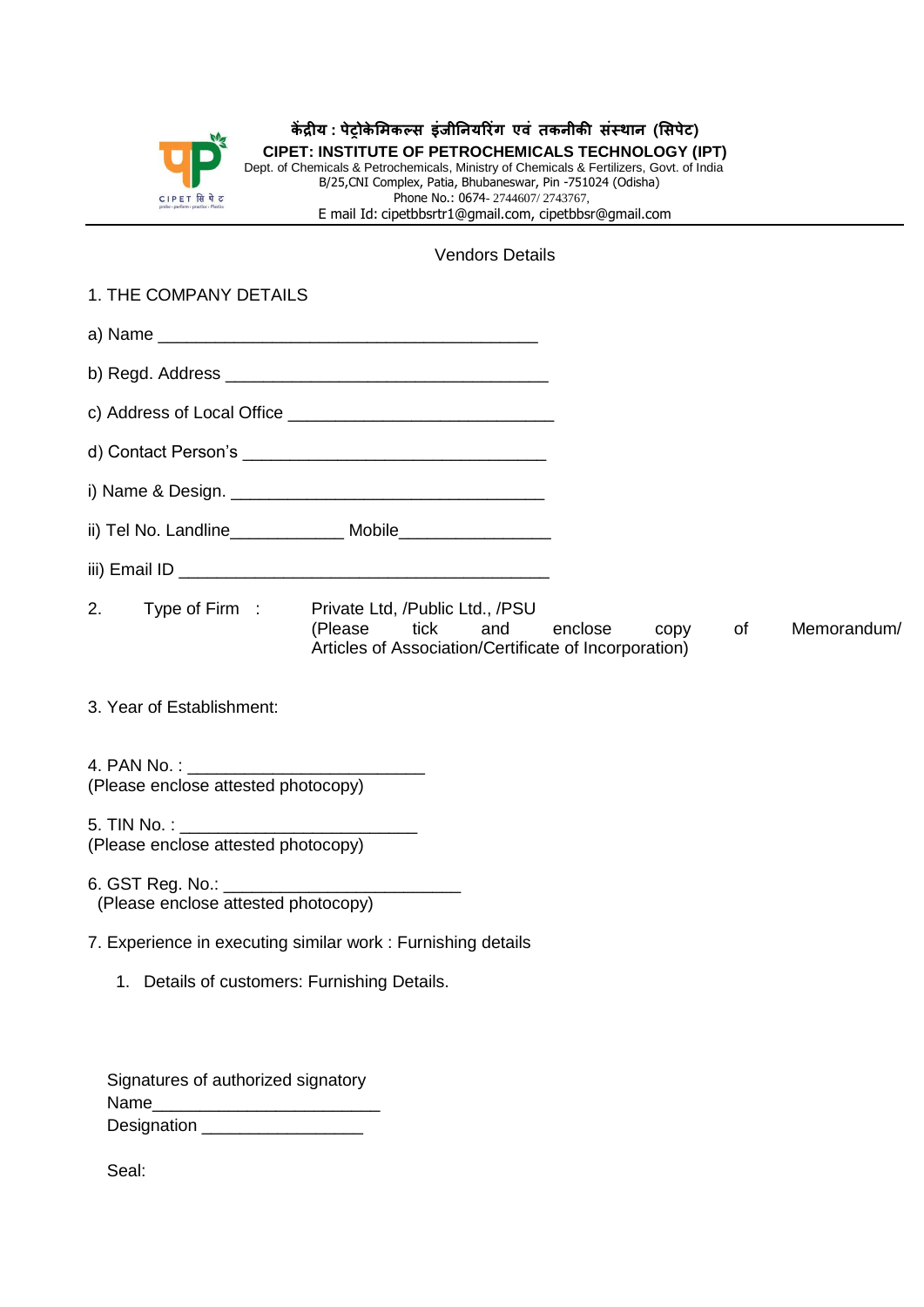**केंद्रीय : पेट्रोकेमिकल्स इंजीनियरिंग एवं तकनीकी संस्थान (सिपेट)**

**CIPET: INSTITUTE OF PETROCHEMICALS TECHNOLOGY (IPT)**

Dept. of Chemicals & Petrochemicals, Ministry of Chemicals & Fertilizers, Govt. of India
B/25,CNI Complex, Patia, Bhubaneswar, Pin -751024 (Odisha)
Phone No.: 0674- 2744607/ 2743767,
E mail Id: cipetbbsrtr1@gmail.com, cipetbbsr@gmail.com

---

Vendors Details

1. THE COMPANY DETAILS

a) Name ________________________________________

b) Regd. Address __________________________________

c) Address of Local Office ____________________________

d) Contact Person's ________________________________

i) Name & Design. _________________________________

ii) Tel No. Landline____________ Mobile________________

iii) Email ID _______________________________________

2. Type of Firm : Private Ltd, /Public Ltd., /PSU
(Please tick and enclose copy of Memorandum/ Articles of Association/Certificate of Incorporation)

3. Year of Establishment:

4. PAN No. : _________________________
(Please enclose attested photocopy)

5. TIN No. : _________________________
(Please enclose attested photocopy)

6. GST Reg. No.: _________________________
(Please enclose attested photocopy)

7. Experience in executing similar work : Furnishing details

1. Details of customers: Furnishing Details.

Signatures of authorized signatory
Name________________________
Designation _________________

Seal: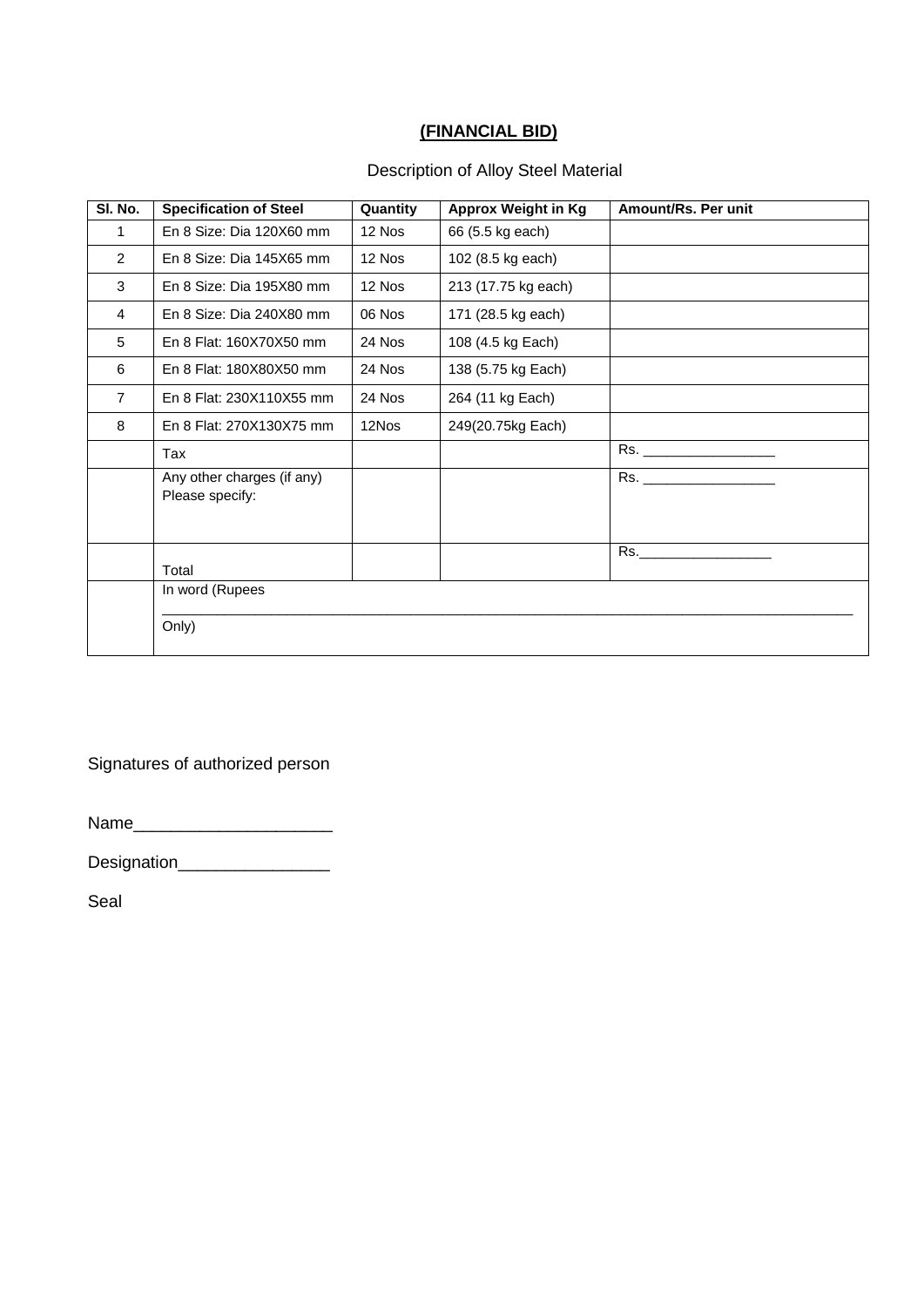**(FINANCIAL BID)**

Description of Alloy Steel Material

| Sl. No. | Specification of Steel | Quantity | Approx Weight in Kg | Amount/Rs. Per unit |
|---|---|---|---|---|
| 1 | En 8 Size: Dia 120X60 mm | 12 Nos | 66 (5.5 kg each) | |
| 2 | En 8 Size: Dia 145X65 mm | 12 Nos | 102 (8.5 kg each) | |
| 3 | En 8 Size: Dia 195X80 mm | 12 Nos | 213 (17.75 kg each) | |
| 4 | En 8 Size: Dia 240X80 mm | 06 Nos | 171 (28.5 kg each) | |
| 5 | En 8 Flat: 160X70X50 mm | 24 Nos | 108 (4.5 kg Each) | |
| 6 | En 8 Flat: 180X80X50 mm | 24 Nos | 138 (5.75 kg Each) | |
| 7 | En 8 Flat: 230X110X55 mm | 24 Nos | 264 (11 kg Each) | |
| 8 | En 8 Flat: 270X130X75 mm | 12Nos | 249(20.75kg Each) | |
| | Tax | | | Rs. _________________ |
| | Any other charges (if any) Please specify: | | | Rs. _________________ |
| | Total | | | Rs._________________ |
| | In word (Rupees ______________________________________________ Only) | | | |

Signatures of authorized person

Name_____________________

Designation________________

Seal